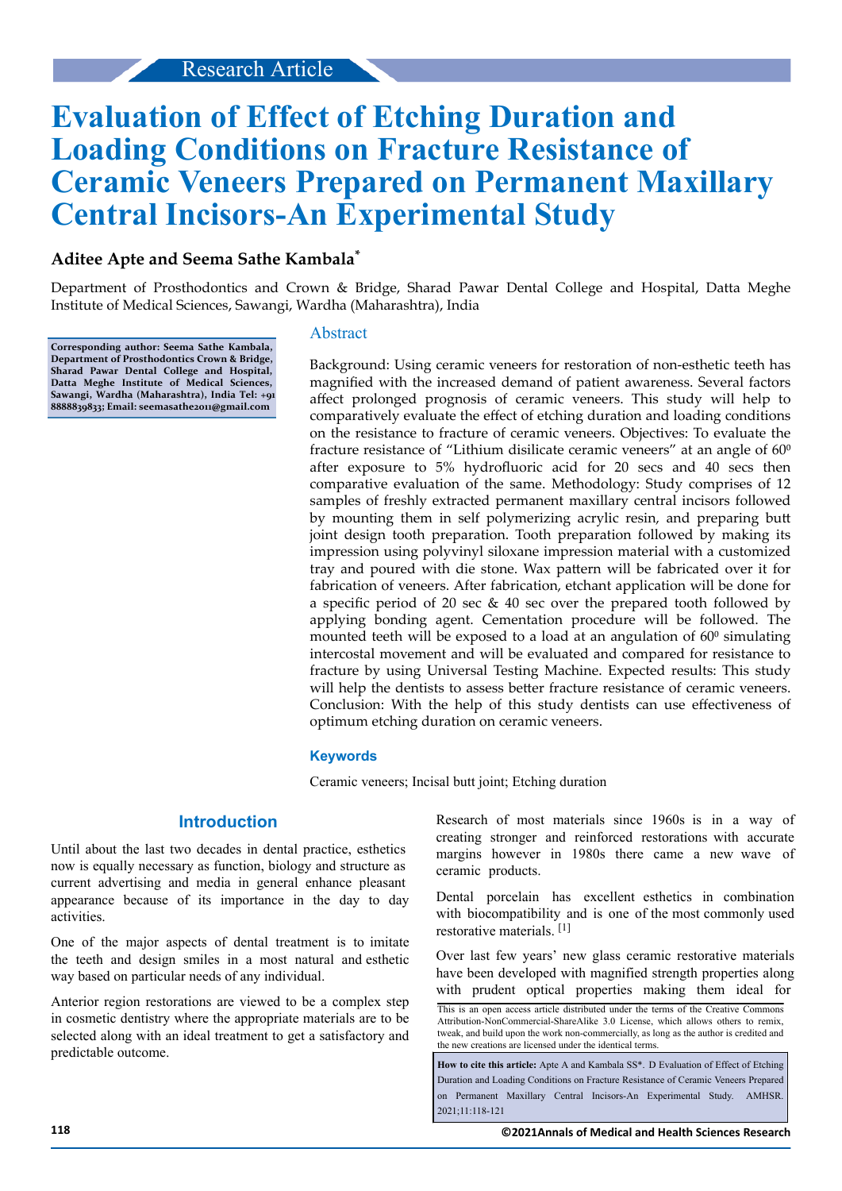Research Article

# Evaluation of Effect of Etching Duration and Loading Conditions on Fracture Resistance of Ceramic Veneers Prepared on Permanent Maxillary Central Incisors-An Experimental Study

**Aditee Apte and Seema Sathe Kambala***

Department of Prosthodontics and Crown & Bridge, Sharad Pawar Dental College and Hospital, Datta Meghe Institute of Medical Sciences, Sawangi, Wardha (Maharashtra), India

**Corresponding author: Seema Sathe Kambala, Department of Prosthodontics Crown & Bridge, Sharad Pawar Dental College and Hospital, Datta Meghe Institute of Medical Sciences, Sawangi, Wardha (Maharashtra), India Tel: +91 8888839833; Email: seemasathe2011@gmail.com**

## Abstract

Background: Using ceramic veneers for restoration of non-esthetic teeth has magnified with the increased demand of patient awareness. Several factors affect prolonged prognosis of ceramic veneers. This study will help to comparatively evaluate the effect of etching duration and loading conditions on the resistance to fracture of ceramic veneers. Objectives: To evaluate the fracture resistance of "Lithium disilicate ceramic veneers" at an angle of $60^0$ after exposure to 5% hydrofluoric acid for 20 secs and 40 secs then comparative evaluation of the same. Methodology: Study comprises of 12 samples of freshly extracted permanent maxillary central incisors followed by mounting them in self polymerizing acrylic resin, and preparing butt joint design tooth preparation. Tooth preparation followed by making its impression using polyvinyl siloxane impression material with a customized tray and poured with die stone. Wax pattern will be fabricated over it for fabrication of veneers. After fabrication, etchant application will be done for a specific period of 20 sec & 40 sec over the prepared tooth followed by applying bonding agent. Cementation procedure will be followed. The mounted teeth will be exposed to a load at an angulation of $60^0$ simulating intercostal movement and will be evaluated and compared for resistance to fracture by using Universal Testing Machine. Expected results: This study will help the dentists to assess better fracture resistance of ceramic veneers. Conclusion: With the help of this study dentists can use effectiveness of optimum etching duration on ceramic veneers.

### Keywords

Ceramic veneers; Incisal butt joint; Etching duration

## Introduction

Until about the last two decades in dental practice, esthetics now is equally necessary as function, biology and structure as current advertising and media in general enhance pleasant appearance because of its importance in the day to day activities.

One of the major aspects of dental treatment is to imitate the teeth and design smiles in a most natural and esthetic way based on particular needs of any individual.

Anterior region restorations are viewed to be a complex step in cosmetic dentistry where the appropriate materials are to be selected along with an ideal treatment to get a satisfactory and predictable outcome.

Research of most materials since 1960s is in a way of creating stronger and reinforced restorations with accurate margins however in 1980s there came a new wave of ceramic products.

Dental porcelain has excellent esthetics in combination with biocompatibility and is one of the most commonly used restorative materials. [1]

Over last few years' new glass ceramic restorative materials have been developed with magnified strength properties along with prudent optical properties making them ideal for

This is an open access article distributed under the terms of the Creative Commons Attribution-NonCommercial-ShareAlike 3.0 License, which allows others to remix, tweak, and build upon the work non-commercially, as long as the author is credited and the new creations are licensed under the identical terms.

**How to cite this article:** Apte A and Kambala SS*. D Evaluation of Effect of Etching Duration and Loading Conditions on Fracture Resistance of Ceramic Veneers Prepared on Permanent Maxillary Central Incisors-An Experimental Study. AMHSR. 2021;11:118-121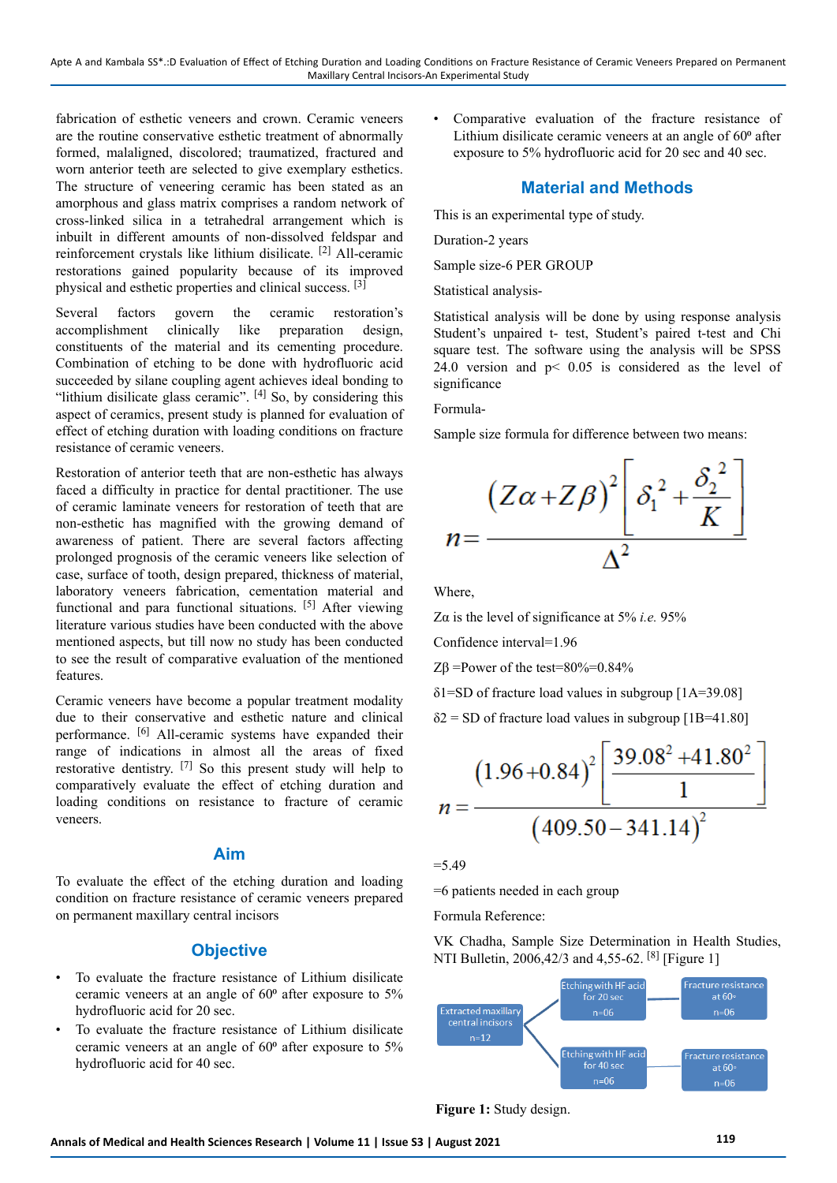fabrication of esthetic veneers and crown. Ceramic veneers are the routine conservative esthetic treatment of abnormally formed, malaligned, discolored; traumatized, fractured and worn anterior teeth are selected to give exemplary esthetics. The structure of veneering ceramic has been stated as an amorphous and glass matrix comprises a random network of cross-linked silica in a tetrahedral arrangement which is inbuilt in different amounts of non-dissolved feldspar and reinforcement crystals like lithium disilicate. [2] All-ceramic restorations gained popularity because of its improved physical and esthetic properties and clinical success. [3]

Several factors govern the ceramic restoration's accomplishment clinically like preparation design, constituents of the material and its cementing procedure. Combination of etching to be done with hydrofluoric acid succeeded by silane coupling agent achieves ideal bonding to "lithium disilicate glass ceramic". [4] So, by considering this aspect of ceramics, present study is planned for evaluation of effect of etching duration with loading conditions on fracture resistance of ceramic veneers.

Restoration of anterior teeth that are non-esthetic has always faced a difficulty in practice for dental practitioner. The use of ceramic laminate veneers for restoration of teeth that are non-esthetic has magnified with the growing demand of awareness of patient. There are several factors affecting prolonged prognosis of the ceramic veneers like selection of case, surface of tooth, design prepared, thickness of material, laboratory veneers fabrication, cementation material and functional and para functional situations. [5] After viewing literature various studies have been conducted with the above mentioned aspects, but till now no study has been conducted to see the result of comparative evaluation of the mentioned features.

Ceramic veneers have become a popular treatment modality due to their conservative and esthetic nature and clinical performance. [6] All-ceramic systems have expanded their range of indications in almost all the areas of fixed restorative dentistry. [7] So this present study will help to comparatively evaluate the effect of etching duration and loading conditions on resistance to fracture of ceramic veneers.

## Aim

To evaluate the effect of the etching duration and loading condition on fracture resistance of ceramic veneers prepared on permanent maxillary central incisors

## Objective

- To evaluate the fracture resistance of Lithium disilicate ceramic veneers at an angle of 60º after exposure to 5% hydrofluoric acid for 20 sec.
- To evaluate the fracture resistance of Lithium disilicate ceramic veneers at an angle of 60º after exposure to 5% hydrofluoric acid for 40 sec.
- Comparative evaluation of the fracture resistance of Lithium disilicate ceramic veneers at an angle of 60º after exposure to 5% hydrofluoric acid for 20 sec and 40 sec.

## Material and Methods

This is an experimental type of study.

Duration-2 years

Sample size-6 PER GROUP

Statistical analysis-

Statistical analysis will be done by using response analysis Student's unpaired t- test, Student's paired t-test and Chi square test. The software using the analysis will be SPSS 24.0 version and $p < 0.05$ is considered as the level of significance

Formula-

Sample size formula for difference between two means:

$$n = \frac{(Z\alpha + Z\beta)^2 \left[ \delta_1^2 + \frac{\delta_2^2}{K} \right]}{\Delta^2}$$

Where,

$Z\alpha$ is the level of significance at 5% *i.e.* 95%

Confidence interval=1.96

$Z\beta$ =Power of the test=80%=0.84%

$\delta 1$=SD of fracture load values in subgroup [1A=39.08]

$\delta 2$ = SD of fracture load values in subgroup [1B=41.80]

$$n = \frac{(1.96 + 0.84)^2 \left[ \frac{39.08^2 + 41.80^2}{1} \right]}{(409.50 - 341.14)^2}$$

=5.49

=6 patients needed in each group

Formula Reference:

VK Chadha, Sample Size Determination in Health Studies, NTI Bulletin, 2006,42/3 and 4,55-62. [8] [Figure 1]

Extracted maxillary central incisors n=12 → Etching with HF acid for 20 sec n=06 → Fracture resistance at 60° n=06; Etching with HF acid for 40 sec n=06 → Fracture resistance at 60° n=06

**Figure 1:** Study design.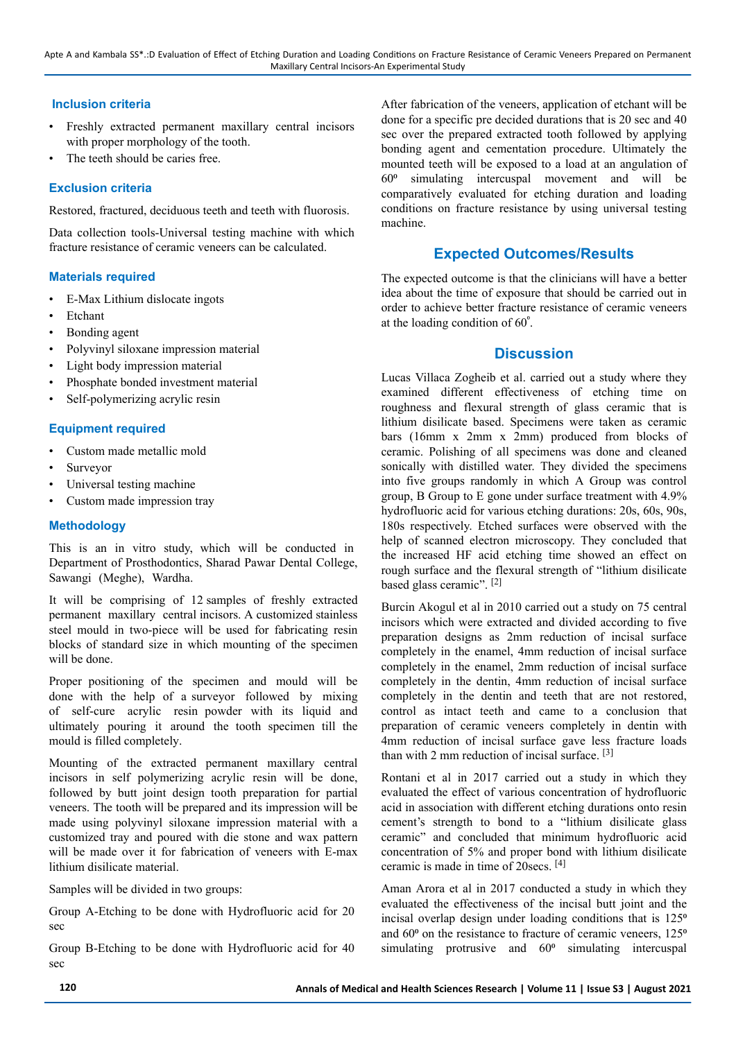## Inclusion criteria

- Freshly extracted permanent maxillary central incisors with proper morphology of the tooth.
- The teeth should be caries free.

## Exclusion criteria

Restored, fractured, deciduous teeth and teeth with fluorosis.

Data collection tools-Universal testing machine with which fracture resistance of ceramic veneers can be calculated.

## Materials required

- E-Max Lithium dislocate ingots
- Etchant
- Bonding agent
- Polyvinyl siloxane impression material
- Light body impression material
- Phosphate bonded investment material
- Self-polymerizing acrylic resin

## Equipment required

- Custom made metallic mold
- Surveyor
- Universal testing machine
- Custom made impression tray

## Methodology

This is an in vitro study, which will be conducted in Department of Prosthodontics, Sharad Pawar Dental College, Sawangi (Meghe), Wardha.

It will be comprising of 12 samples of freshly extracted permanent maxillary central incisors. A customized stainless steel mould in two-piece will be used for fabricating resin blocks of standard size in which mounting of the specimen will be done.

Proper positioning of the specimen and mould will be done with the help of a surveyor followed by mixing of self-cure acrylic resin powder with its liquid and ultimately pouring it around the tooth specimen till the mould is filled completely.

Mounting of the extracted permanent maxillary central incisors in self polymerizing acrylic resin will be done, followed by butt joint design tooth preparation for partial veneers. The tooth will be prepared and its impression will be made using polyvinyl siloxane impression material with a customized tray and poured with die stone and wax pattern will be made over it for fabrication of veneers with E-max lithium disilicate material.

Samples will be divided in two groups:

Group A-Etching to be done with Hydrofluoric acid for 20 sec

Group B-Etching to be done with Hydrofluoric acid for 40 sec

After fabrication of the veneers, application of etchant will be done for a specific pre decided durations that is 20 sec and 40 sec over the prepared extracted tooth followed by applying bonding agent and cementation procedure. Ultimately the mounted teeth will be exposed to a load at an angulation of 60º simulating intercuspal movement and will be comparatively evaluated for etching duration and loading conditions on fracture resistance by using universal testing machine.

## Expected Outcomes/Results

The expected outcome is that the clinicians will have a better idea about the time of exposure that should be carried out in order to achieve better fracture resistance of ceramic veneers at the loading condition of 60º.

## Discussion

Lucas Villaca Zogheib et al. carried out a study where they examined different effectiveness of etching time on roughness and flexural strength of glass ceramic that is lithium disilicate based. Specimens were taken as ceramic bars (16mm x 2mm x 2mm) produced from blocks of ceramic. Polishing of all specimens was done and cleaned sonically with distilled water. They divided the specimens into five groups randomly in which A Group was control group, B Group to E gone under surface treatment with 4.9% hydrofluoric acid for various etching durations: 20s, 60s, 90s, 180s respectively. Etched surfaces were observed with the help of scanned electron microscopy. They concluded that the increased HF acid etching time showed an effect on rough surface and the flexural strength of "lithium disilicate based glass ceramic". [2]

Burcin Akogul et al in 2010 carried out a study on 75 central incisors which were extracted and divided according to five preparation designs as 2mm reduction of incisal surface completely in the enamel, 4mm reduction of incisal surface completely in the enamel, 2mm reduction of incisal surface completely in the dentin, 4mm reduction of incisal surface completely in the dentin and teeth that are not restored, control as intact teeth and came to a conclusion that preparation of ceramic veneers completely in dentin with 4mm reduction of incisal surface gave less fracture loads than with 2 mm reduction of incisal surface. [3]

Rontani et al in 2017 carried out a study in which they evaluated the effect of various concentration of hydrofluoric acid in association with different etching durations onto resin cement's strength to bond to a "lithium disilicate glass ceramic" and concluded that minimum hydrofluoric acid concentration of 5% and proper bond with lithium disilicate ceramic is made in time of 20secs. [4]

Aman Arora et al in 2017 conducted a study in which they evaluated the effectiveness of the incisal butt joint and the incisal overlap design under loading conditions that is 125º and 60º on the resistance to fracture of ceramic veneers, 125º simulating protrusive and 60º simulating intercuspal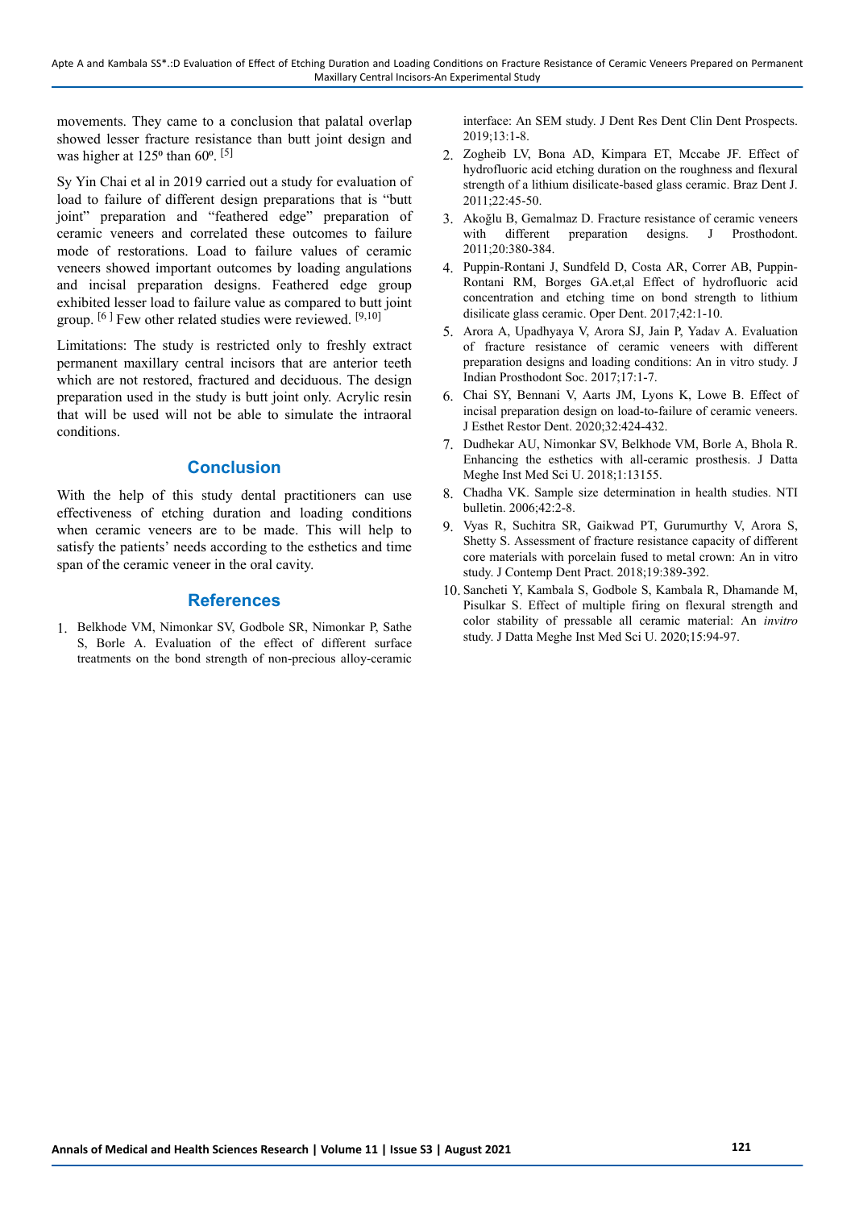movements. They came to a conclusion that palatal overlap showed lesser fracture resistance than butt joint design and was higher at 125º than 60º. [5]

Sy Yin Chai et al in 2019 carried out a study for evaluation of load to failure of different design preparations that is "butt joint" preparation and "feathered edge" preparation of ceramic veneers and correlated these outcomes to failure mode of restorations. Load to failure values of ceramic veneers showed important outcomes by loading angulations and incisal preparation designs. Feathered edge group exhibited lesser load to failure value as compared to butt joint group. [6] Few other related studies were reviewed. [9,10]

Limitations: The study is restricted only to freshly extract permanent maxillary central incisors that are anterior teeth which are not restored, fractured and deciduous. The design preparation used in the study is butt joint only. Acrylic resin that will be used will not be able to simulate the intraoral conditions.

## Conclusion

With the help of this study dental practitioners can use effectiveness of etching duration and loading conditions when ceramic veneers are to be made. This will help to satisfy the patients' needs according to the esthetics and time span of the ceramic veneer in the oral cavity.

## References

1. Belkhode VM, Nimonkar SV, Godbole SR, Nimonkar P, Sathe S, Borle A. Evaluation of the effect of different surface treatments on the bond strength of non-precious alloy-ceramic interface: An SEM study. J Dent Res Dent Clin Dent Prospects. 2019;13:1-8.
2. Zogheib LV, Bona AD, Kimpara ET, Mccabe JF. Effect of hydrofluoric acid etching duration on the roughness and flexural strength of a lithium disilicate-based glass ceramic. Braz Dent J. 2011;22:45-50.
3. Akoğlu B, Gemalmaz D. Fracture resistance of ceramic veneers with different preparation designs. J Prosthodont. 2011;20:380-384.
4. Puppin-Rontani J, Sundfeld D, Costa AR, Correr AB, Puppin-Rontani RM, Borges GA.et,al Effect of hydrofluoric acid concentration and etching time on bond strength to lithium disilicate glass ceramic. Oper Dent. 2017;42:1-10.
5. Arora A, Upadhyaya V, Arora SJ, Jain P, Yadav A. Evaluation of fracture resistance of ceramic veneers with different preparation designs and loading conditions: An in vitro study. J Indian Prosthodont Soc. 2017;17:1-7.
6. Chai SY, Bennani V, Aarts JM, Lyons K, Lowe B. Effect of incisal preparation design on load-to-failure of ceramic veneers. J Esthet Restor Dent. 2020;32:424-432.
7. Dudhekar AU, Nimonkar SV, Belkhode VM, Borle A, Bhola R. Enhancing the esthetics with all-ceramic prosthesis. J Datta Meghe Inst Med Sci U. 2018;1:13155.
8. Chadha VK. Sample size determination in health studies. NTI bulletin. 2006;42:2-8.
9. Vyas R, Suchitra SR, Gaikwad PT, Gurumurthy V, Arora S, Shetty S. Assessment of fracture resistance capacity of different core materials with porcelain fused to metal crown: An in vitro study. J Contemp Dent Pract. 2018;19:389-392.
10. Sancheti Y, Kambala S, Godbole S, Kambala R, Dhamande M, Pisulkar S. Effect of multiple firing on flexural strength and color stability of pressable all ceramic material: An *invitro* study. J Datta Meghe Inst Med Sci U. 2020;15:94-97.